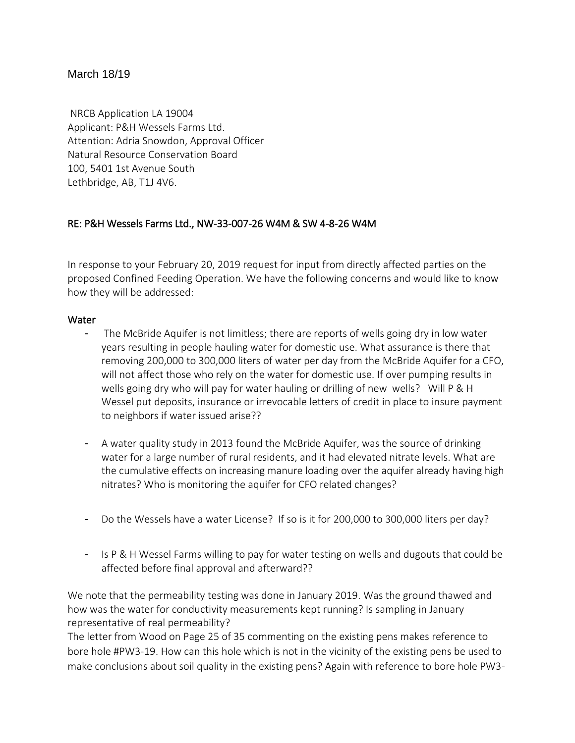March 18/19

NRCB Application LA 19004
Applicant: P&H Wessels Farms Ltd.
Attention: Adria Snowdon, Approval Officer
Natural Resource Conservation Board
100, 5401 1st Avenue South
Lethbridge, AB, T1J 4V6.

<u>RE: P&H Wessels Farms Ltd., NW-33-007-26 W4M & SW 4-8-26 W4M</u>

In response to your February 20, 2019 request for input from directly affected parties on the proposed Confined Feeding Operation. We have the following concerns and would like to know how they will be addressed:

## Water

- The McBride Aquifer is not limitless; there are reports of wells going dry in low water years resulting in people hauling water for domestic use. What assurance is there that removing 200,000 to 300,000 liters of water per day from the McBride Aquifer for a CFO, will not affect those who rely on the water for domestic use. If over pumping results in wells going dry who will pay for water hauling or drilling of new wells? Will P & H Wessel put deposits, insurance or irrevocable letters of credit in place to insure payment to neighbors if water issued arise??

- A water quality study in 2013 found the McBride Aquifer, was the source of drinking water for a large number of rural residents, and it had elevated nitrate levels. What are the cumulative effects on increasing manure loading over the aquifer already having high nitrates? Who is monitoring the aquifer for CFO related changes?

- Do the Wessels have a water License? If so is it for 200,000 to 300,000 liters per day?

- Is P & H Wessel Farms willing to pay for water testing on wells and dugouts that could be affected before final approval and afterward??

We note that the permeability testing was done in January 2019. Was the ground thawed and how was the water for conductivity measurements kept running? Is sampling in January representative of real permeability?
The letter from Wood on Page 25 of 35 commenting on the existing pens makes reference to bore hole #PW3-19. How can this hole which is not in the vicinity of the existing pens be used to make conclusions about soil quality in the existing pens? Again with reference to bore hole PW3-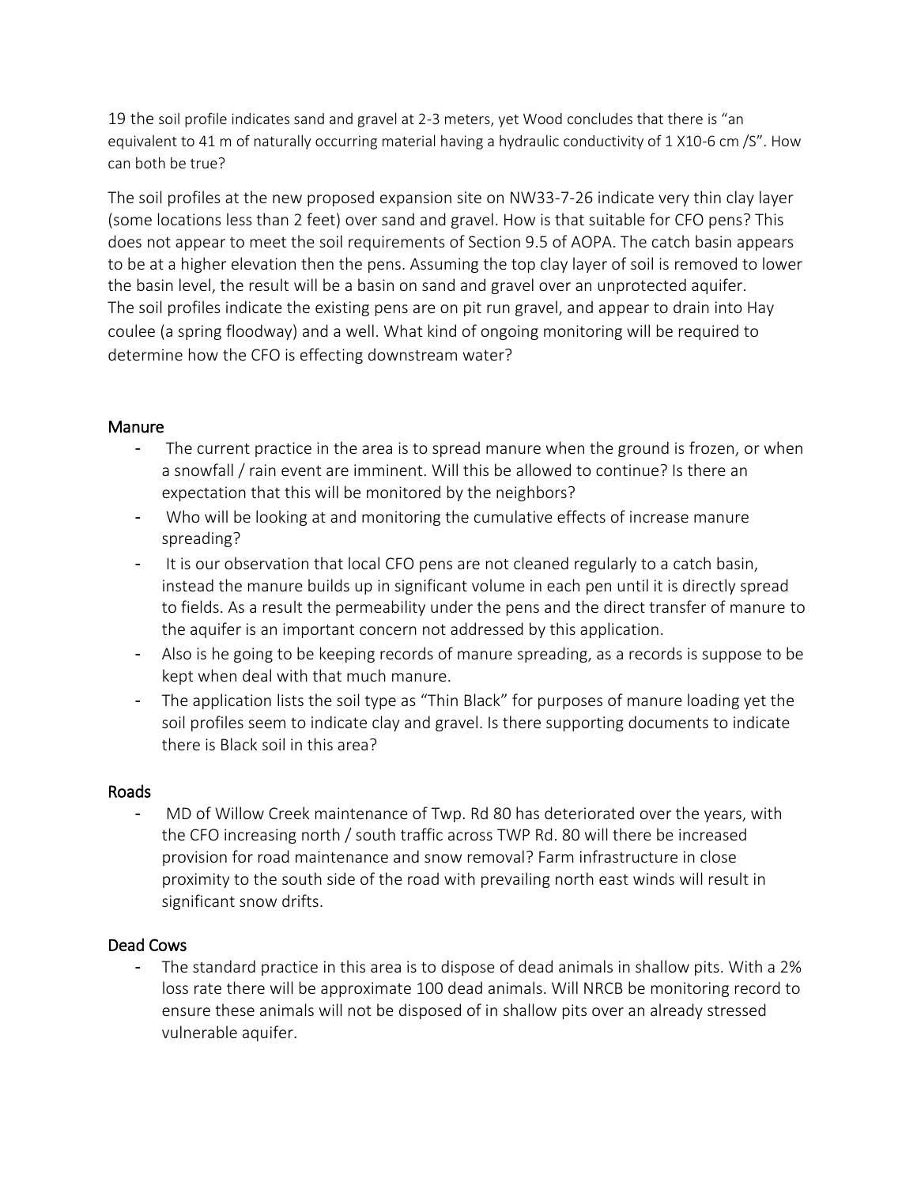19 the soil profile indicates sand and gravel at 2-3 meters, yet Wood concludes that there is "an equivalent to 41 m of naturally occurring material having a hydraulic conductivity of 1 X10-6 cm /S". How can both be true?

The soil profiles at the new proposed expansion site on NW33-7-26 indicate very thin clay layer (some locations less than 2 feet) over sand and gravel. How is that suitable for CFO pens? This does not appear to meet the soil requirements of Section 9.5 of AOPA. The catch basin appears to be at a higher elevation then the pens. Assuming the top clay layer of soil is removed to lower the basin level, the result will be a basin on sand and gravel over an unprotected aquifer. The soil profiles indicate the existing pens are on pit run gravel, and appear to drain into Hay coulee (a spring floodway) and a well. What kind of ongoing monitoring will be required to determine how the CFO is effecting downstream water?

## Manure

- The current practice in the area is to spread manure when the ground is frozen, or when a snowfall / rain event are imminent. Will this be allowed to continue? Is there an expectation that this will be monitored by the neighbors?
- Who will be looking at and monitoring the cumulative effects of increase manure spreading?
- It is our observation that local CFO pens are not cleaned regularly to a catch basin, instead the manure builds up in significant volume in each pen until it is directly spread to fields. As a result the permeability under the pens and the direct transfer of manure to the aquifer is an important concern not addressed by this application.
- Also is he going to be keeping records of manure spreading, as a records is suppose to be kept when deal with that much manure.
- The application lists the soil type as "Thin Black" for purposes of manure loading yet the soil profiles seem to indicate clay and gravel. Is there supporting documents to indicate there is Black soil in this area?

## Roads

- MD of Willow Creek maintenance of Twp. Rd 80 has deteriorated over the years, with the CFO increasing north / south traffic across TWP Rd. 80 will there be increased provision for road maintenance and snow removal? Farm infrastructure in close proximity to the south side of the road with prevailing north east winds will result in significant snow drifts.

## Dead Cows

- The standard practice in this area is to dispose of dead animals in shallow pits. With a 2% loss rate there will be approximate 100 dead animals. Will NRCB be monitoring record to ensure these animals will not be disposed of in shallow pits over an already stressed vulnerable aquifer.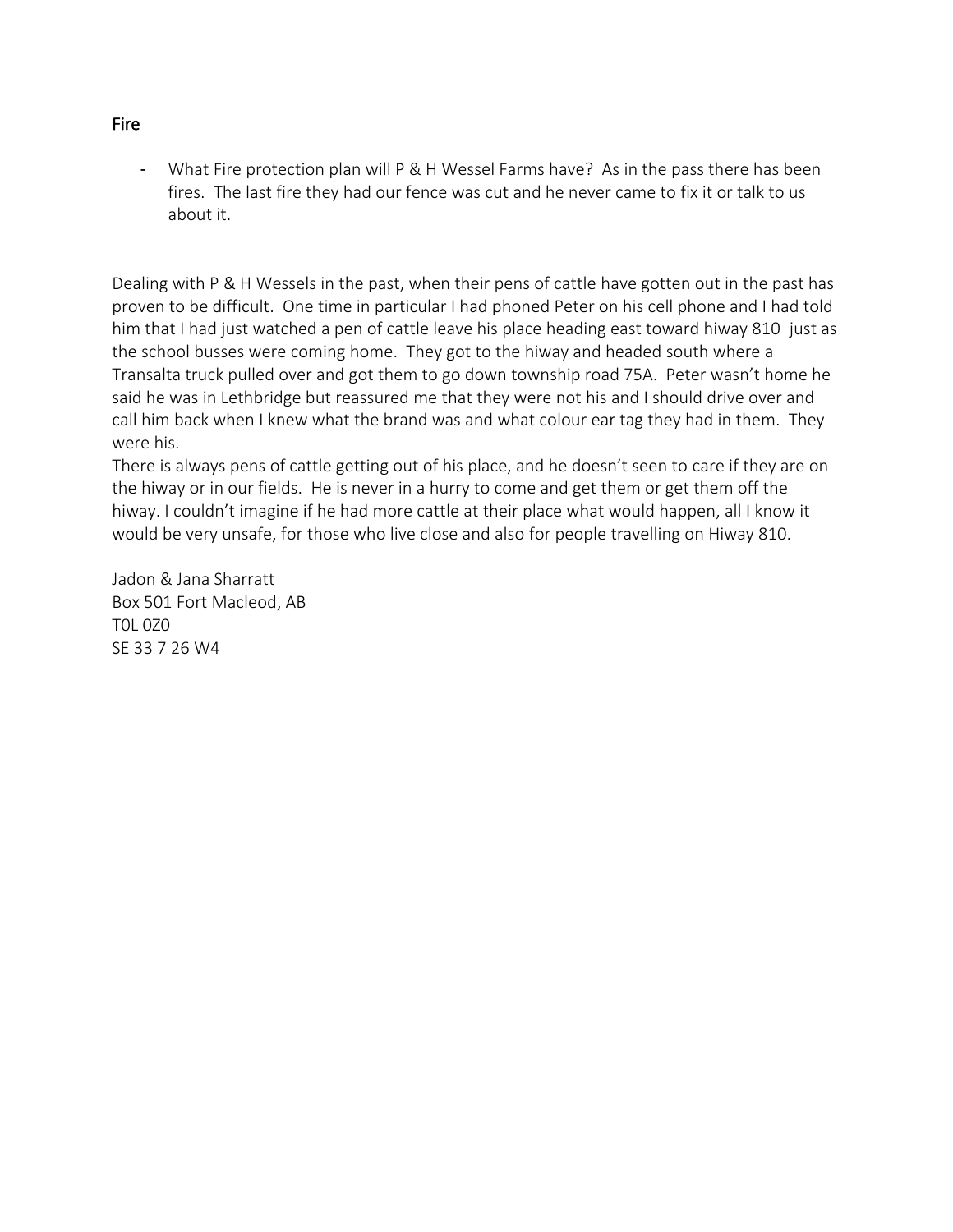## Fire

- What Fire protection plan will P & H Wessel Farms have? As in the pass there has been fires. The last fire they had our fence was cut and he never came to fix it or talk to us about it.

Dealing with P & H Wessels in the past, when their pens of cattle have gotten out in the past has proven to be difficult. One time in particular I had phoned Peter on his cell phone and I had told him that I had just watched a pen of cattle leave his place heading east toward hiway 810 just as the school busses were coming home. They got to the hiway and headed south where a Transalta truck pulled over and got them to go down township road 75A. Peter wasn't home he said he was in Lethbridge but reassured me that they were not his and I should drive over and call him back when I knew what the brand was and what colour ear tag they had in them. They were his.
There is always pens of cattle getting out of his place, and he doesn't seen to care if they are on the hiway or in our fields. He is never in a hurry to come and get them or get them off the hiway. I couldn't imagine if he had more cattle at their place what would happen, all I know it would be very unsafe, for those who live close and also for people travelling on Hiway 810.

Jadon & Jana Sharratt
Box 501 Fort Macleod, AB
T0L 0Z0
SE 33 7 26 W4